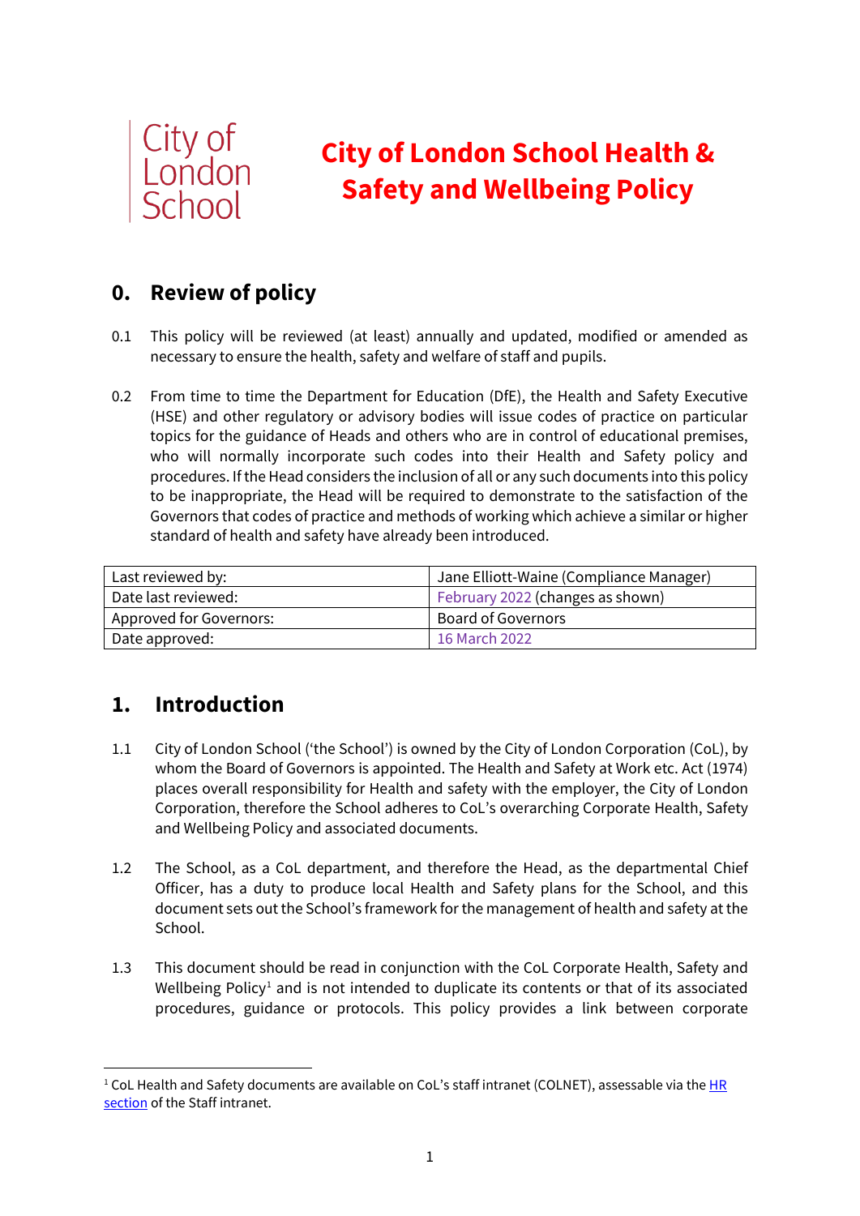City of London School

# City of London School Health & Safety and Wellbeing Policy

## 0. Review of policy

0.1 This policy will be reviewed (at least) annually and updated, modified or amended as necessary to ensure the health, safety and welfare of staff and pupils.

0.2 From time to time the Department for Education (DfE), the Health and Safety Executive (HSE) and other regulatory or advisory bodies will issue codes of practice on particular topics for the guidance of Heads and others who are in control of educational premises, who will normally incorporate such codes into their Health and Safety policy and procedures. If the Head considers the inclusion of all or any such documents into this policy to be inappropriate, the Head will be required to demonstrate to the satisfaction of the Governors that codes of practice and methods of working which achieve a similar or higher standard of health and safety have already been introduced.

| Last reviewed by: | Jane Elliott-Waine (Compliance Manager) |
|---|---|
| Date last reviewed: | February 2022 (changes as shown) |
| Approved for Governors: | Board of Governors |
| Date approved: | 16 March 2022 |

## 1. Introduction

1.1 City of London School ('the School') is owned by the City of London Corporation (CoL), by whom the Board of Governors is appointed. The Health and Safety at Work etc. Act (1974) places overall responsibility for Health and safety with the employer, the City of London Corporation, therefore the School adheres to CoL's overarching Corporate Health, Safety and Wellbeing Policy and associated documents.

1.2 The School, as a CoL department, and therefore the Head, as the departmental Chief Officer, has a duty to produce local Health and Safety plans for the School, and this document sets out the School's framework for the management of health and safety at the School.

1.3 This document should be read in conjunction with the CoL Corporate Health, Safety and Wellbeing Policy[1] and is not intended to duplicate its contents or that of its associated procedures, guidance or protocols. This policy provides a link between corporate

[1] CoL Health and Safety documents are available on CoL's staff intranet (COLNET), assessable via the HR section of the Staff intranet.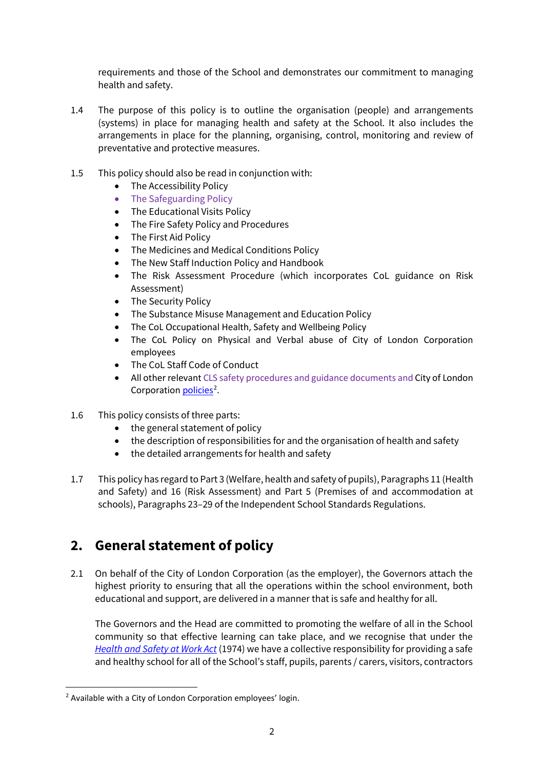requirements and those of the School and demonstrates our commitment to managing health and safety.

1.4 The purpose of this policy is to outline the organisation (people) and arrangements (systems) in place for managing health and safety at the School. It also includes the arrangements in place for the planning, organising, control, monitoring and review of preventative and protective measures.

1.5 This policy should also be read in conjunction with:

- The Accessibility Policy
- The Safeguarding Policy
- The Educational Visits Policy
- The Fire Safety Policy and Procedures
- The First Aid Policy
- The Medicines and Medical Conditions Policy
- The New Staff Induction Policy and Handbook
- The Risk Assessment Procedure (which incorporates CoL guidance on Risk Assessment)
- The Security Policy
- The Substance Misuse Management and Education Policy
- The CoL Occupational Health, Safety and Wellbeing Policy
- The CoL Policy on Physical and Verbal abuse of City of London Corporation employees
- The CoL Staff Code of Conduct
- All other relevant CLS safety procedures and guidance documents and City of London Corporation policies[2].

1.6 This policy consists of three parts:

- the general statement of policy
- the description of responsibilities for and the organisation of health and safety
- the detailed arrangements for health and safety

1.7 This policy has regard to Part 3 (Welfare, health and safety of pupils), Paragraphs 11 (Health and Safety) and 16 (Risk Assessment) and Part 5 (Premises of and accommodation at schools), Paragraphs 23–29 of the Independent School Standards Regulations.

## 2. General statement of policy

2.1 On behalf of the City of London Corporation (as the employer), the Governors attach the highest priority to ensuring that all the operations within the school environment, both educational and support, are delivered in a manner that is safe and healthy for all.

The Governors and the Head are committed to promoting the welfare of all in the School community so that effective learning can take place, and we recognise that under the *Health and Safety at Work Act* (1974) we have a collective responsibility for providing a safe and healthy school for all of the School's staff, pupils, parents / carers, visitors, contractors

[2] Available with a City of London Corporation employees' login.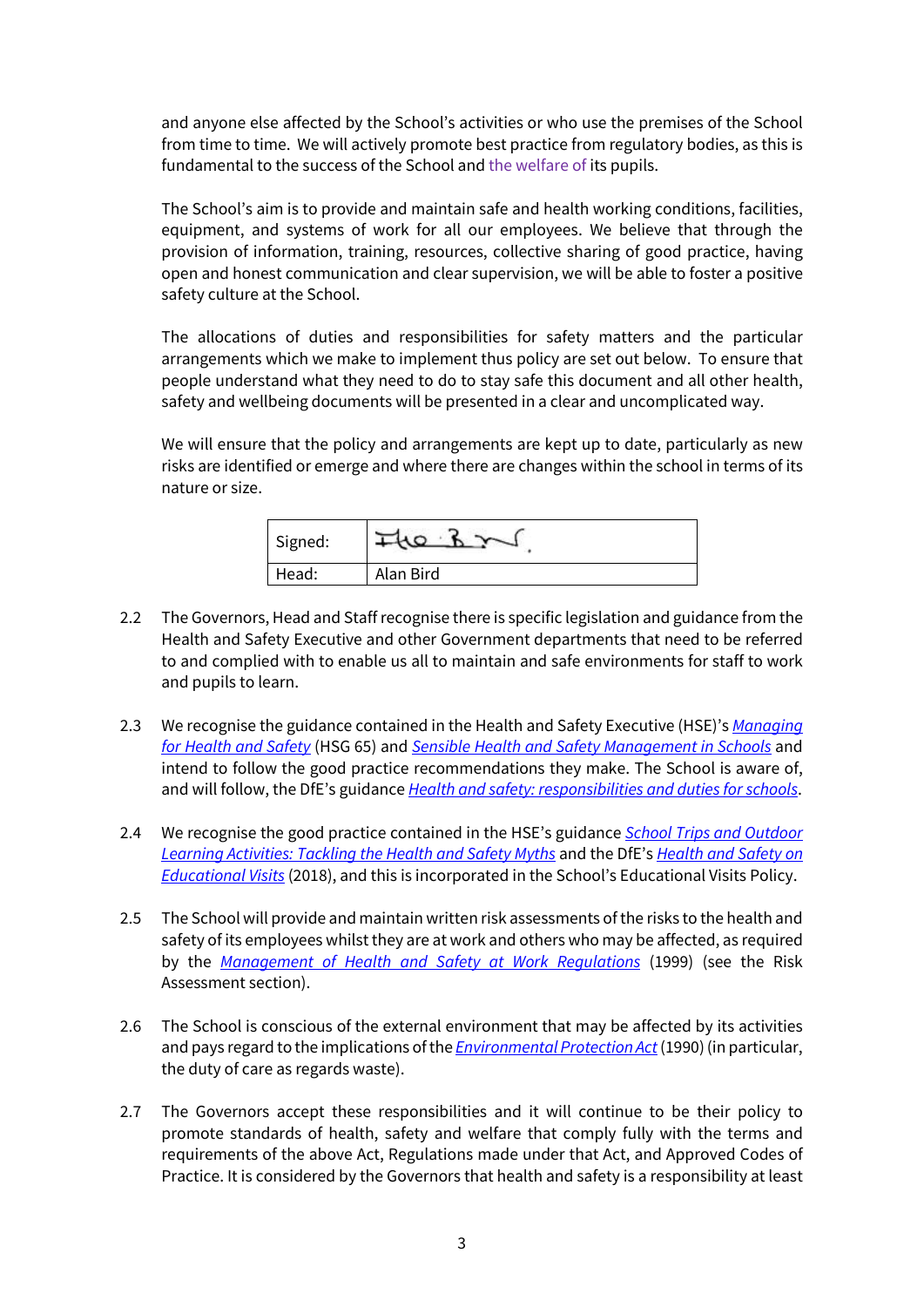and anyone else affected by the School's activities or who use the premises of the School from time to time. We will actively promote best practice from regulatory bodies, as this is fundamental to the success of the School and the welfare of its pupils.

The School's aim is to provide and maintain safe and health working conditions, facilities, equipment, and systems of work for all our employees. We believe that through the provision of information, training, resources, collective sharing of good practice, having open and honest communication and clear supervision, we will be able to foster a positive safety culture at the School.

The allocations of duties and responsibilities for safety matters and the particular arrangements which we make to implement thus policy are set out below. To ensure that people understand what they need to do to stay safe this document and all other health, safety and wellbeing documents will be presented in a clear and uncomplicated way.

We will ensure that the policy and arrangements are kept up to date, particularly as new risks are identified or emerge and where there are changes within the school in terms of its nature or size.

| Signed: | [signature] |
|---|---|
| Head: | Alan Bird |

2.2 The Governors, Head and Staff recognise there is specific legislation and guidance from the Health and Safety Executive and other Government departments that need to be referred to and complied with to enable us all to maintain and safe environments for staff to work and pupils to learn.

2.3 We recognise the guidance contained in the Health and Safety Executive (HSE)'s *Managing for Health and Safety* (HSG 65) and *Sensible Health and Safety Management in Schools* and intend to follow the good practice recommendations they make. The School is aware of, and will follow, the DfE's guidance *Health and safety: responsibilities and duties for schools*.

2.4 We recognise the good practice contained in the HSE's guidance *School Trips and Outdoor Learning Activities: Tackling the Health and Safety Myths* and the DfE's *Health and Safety on Educational Visits* (2018), and this is incorporated in the School's Educational Visits Policy.

2.5 The School will provide and maintain written risk assessments of the risks to the health and safety of its employees whilst they are at work and others who may be affected, as required by the *Management of Health and Safety at Work Regulations* (1999) (see the Risk Assessment section).

2.6 The School is conscious of the external environment that may be affected by its activities and pays regard to the implications of the *Environmental Protection Act* (1990) (in particular, the duty of care as regards waste).

2.7 The Governors accept these responsibilities and it will continue to be their policy to promote standards of health, safety and welfare that comply fully with the terms and requirements of the above Act, Regulations made under that Act, and Approved Codes of Practice. It is considered by the Governors that health and safety is a responsibility at least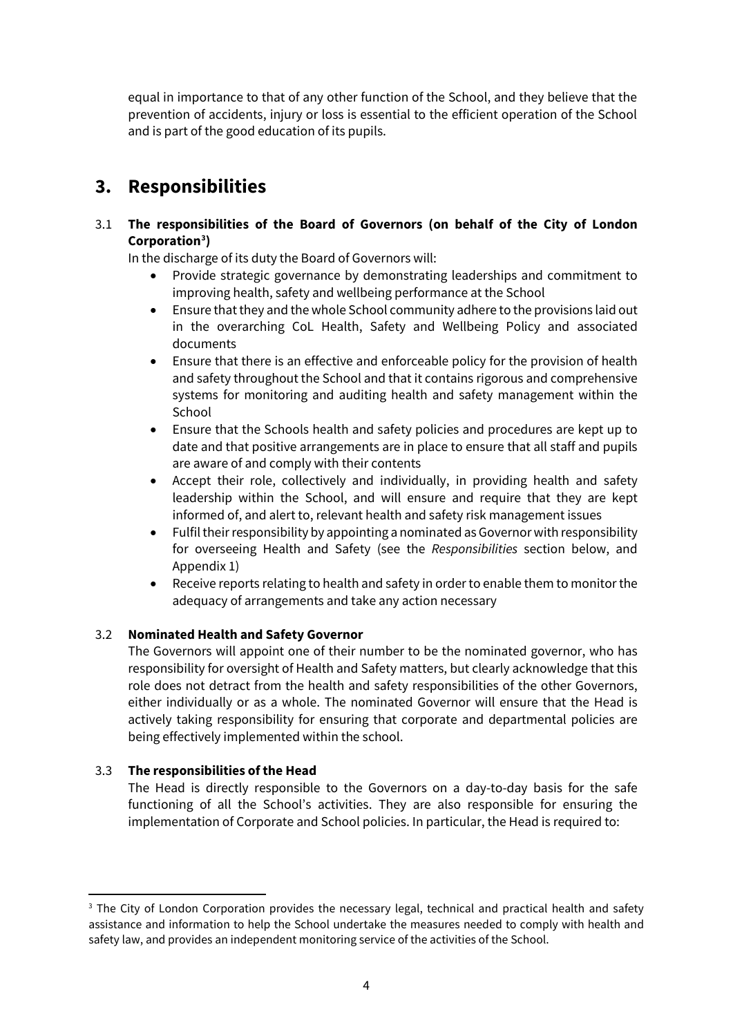equal in importance to that of any other function of the School, and they believe that the prevention of accidents, injury or loss is essential to the efficient operation of the School and is part of the good education of its pupils.

## 3. Responsibilities

### 3.1 The responsibilities of the Board of Governors (on behalf of the City of London Corporation[3])

In the discharge of its duty the Board of Governors will:

- Provide strategic governance by demonstrating leaderships and commitment to improving health, safety and wellbeing performance at the School
- Ensure that they and the whole School community adhere to the provisions laid out in the overarching CoL Health, Safety and Wellbeing Policy and associated documents
- Ensure that there is an effective and enforceable policy for the provision of health and safety throughout the School and that it contains rigorous and comprehensive systems for monitoring and auditing health and safety management within the School
- Ensure that the Schools health and safety policies and procedures are kept up to date and that positive arrangements are in place to ensure that all staff and pupils are aware of and comply with their contents
- Accept their role, collectively and individually, in providing health and safety leadership within the School, and will ensure and require that they are kept informed of, and alert to, relevant health and safety risk management issues
- Fulfil their responsibility by appointing a nominated as Governor with responsibility for overseeing Health and Safety (see the *Responsibilities* section below, and Appendix 1)
- Receive reports relating to health and safety in order to enable them to monitor the adequacy of arrangements and take any action necessary

### 3.2 Nominated Health and Safety Governor

The Governors will appoint one of their number to be the nominated governor, who has responsibility for oversight of Health and Safety matters, but clearly acknowledge that this role does not detract from the health and safety responsibilities of the other Governors, either individually or as a whole. The nominated Governor will ensure that the Head is actively taking responsibility for ensuring that corporate and departmental policies are being effectively implemented within the school.

### 3.3 The responsibilities of the Head

The Head is directly responsible to the Governors on a day-to-day basis for the safe functioning of all the School's activities. They are also responsible for ensuring the implementation of Corporate and School policies. In particular, the Head is required to:

---

[3] The City of London Corporation provides the necessary legal, technical and practical health and safety assistance and information to help the School undertake the measures needed to comply with health and safety law, and provides an independent monitoring service of the activities of the School.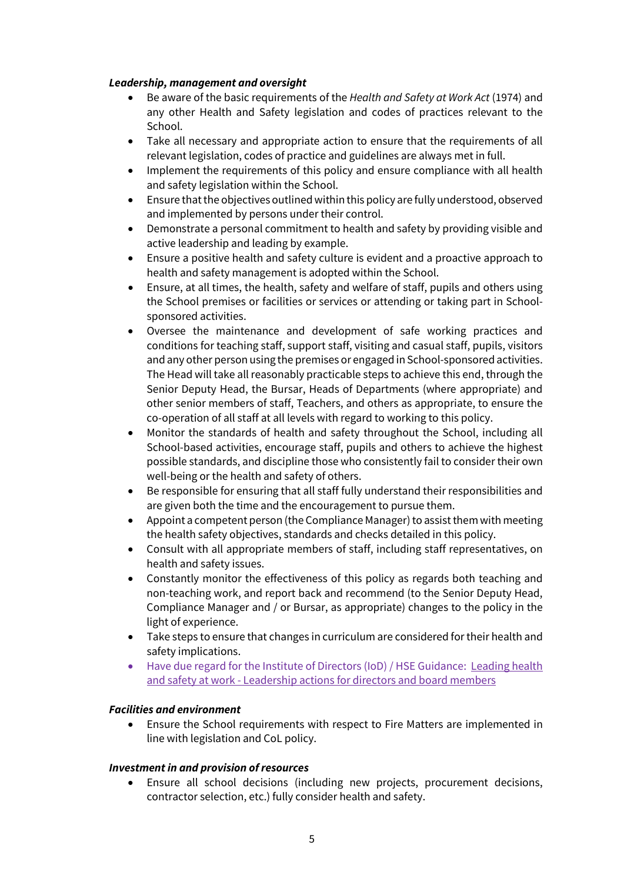***Leadership, management and oversight***

- Be aware of the basic requirements of the *Health and Safety at Work Act* (1974) and any other Health and Safety legislation and codes of practices relevant to the School.
- Take all necessary and appropriate action to ensure that the requirements of all relevant legislation, codes of practice and guidelines are always met in full.
- Implement the requirements of this policy and ensure compliance with all health and safety legislation within the School.
- Ensure that the objectives outlined within this policy are fully understood, observed and implemented by persons under their control.
- Demonstrate a personal commitment to health and safety by providing visible and active leadership and leading by example.
- Ensure a positive health and safety culture is evident and a proactive approach to health and safety management is adopted within the School.
- Ensure, at all times, the health, safety and welfare of staff, pupils and others using the School premises or facilities or services or attending or taking part in School-sponsored activities.
- Oversee the maintenance and development of safe working practices and conditions for teaching staff, support staff, visiting and casual staff, pupils, visitors and any other person using the premises or engaged in School-sponsored activities. The Head will take all reasonably practicable steps to achieve this end, through the Senior Deputy Head, the Bursar, Heads of Departments (where appropriate) and other senior members of staff, Teachers, and others as appropriate, to ensure the co-operation of all staff at all levels with regard to working to this policy.
- Monitor the standards of health and safety throughout the School, including all School-based activities, encourage staff, pupils and others to achieve the highest possible standards, and discipline those who consistently fail to consider their own well-being or the health and safety of others.
- Be responsible for ensuring that all staff fully understand their responsibilities and are given both the time and the encouragement to pursue them.
- Appoint a competent person (the Compliance Manager) to assist them with meeting the health safety objectives, standards and checks detailed in this policy.
- Consult with all appropriate members of staff, including staff representatives, on health and safety issues.
- Constantly monitor the effectiveness of this policy as regards both teaching and non-teaching work, and report back and recommend (to the Senior Deputy Head, Compliance Manager and / or Bursar, as appropriate) changes to the policy in the light of experience.
- Take steps to ensure that changes in curriculum are considered for their health and safety implications.
- Have due regard for the Institute of Directors (IoD) / HSE Guidance: Leading health and safety at work - Leadership actions for directors and board members

***Facilities and environment***

- Ensure the School requirements with respect to Fire Matters are implemented in line with legislation and CoL policy.

***Investment in and provision of resources***

- Ensure all school decisions (including new projects, procurement decisions, contractor selection, etc.) fully consider health and safety.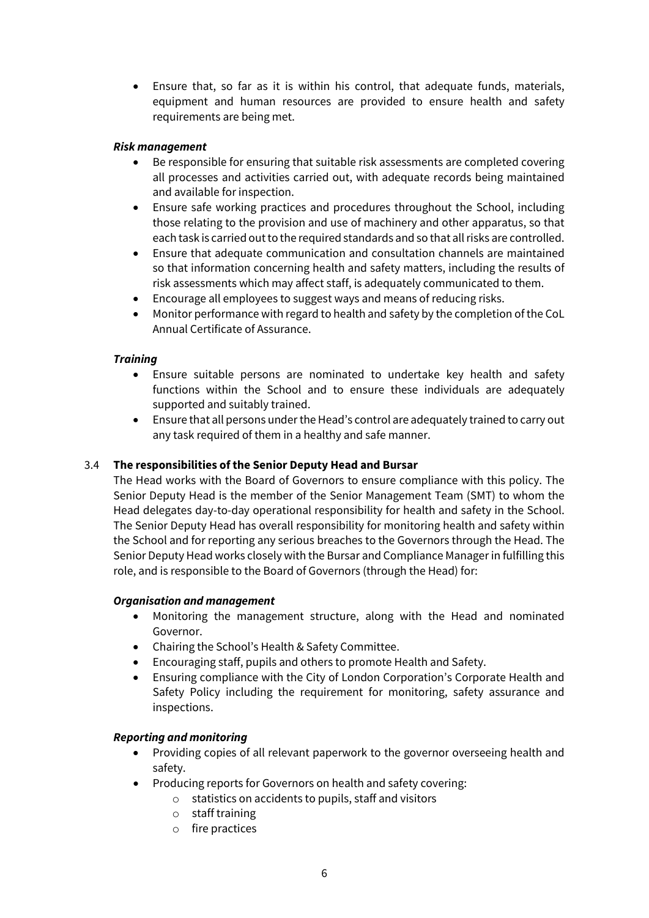- Ensure that, so far as it is within his control, that adequate funds, materials, equipment and human resources are provided to ensure health and safety requirements are being met.

***Risk management***

- Be responsible for ensuring that suitable risk assessments are completed covering all processes and activities carried out, with adequate records being maintained and available for inspection.
- Ensure safe working practices and procedures throughout the School, including those relating to the provision and use of machinery and other apparatus, so that each task is carried out to the required standards and so that all risks are controlled.
- Ensure that adequate communication and consultation channels are maintained so that information concerning health and safety matters, including the results of risk assessments which may affect staff, is adequately communicated to them.
- Encourage all employees to suggest ways and means of reducing risks.
- Monitor performance with regard to health and safety by the completion of the CoL Annual Certificate of Assurance.

***Training***

- Ensure suitable persons are nominated to undertake key health and safety functions within the School and to ensure these individuals are adequately supported and suitably trained.
- Ensure that all persons under the Head's control are adequately trained to carry out any task required of them in a healthy and safe manner.

### 3.4 The responsibilities of the Senior Deputy Head and Bursar

The Head works with the Board of Governors to ensure compliance with this policy. The Senior Deputy Head is the member of the Senior Management Team (SMT) to whom the Head delegates day-to-day operational responsibility for health and safety in the School. The Senior Deputy Head has overall responsibility for monitoring health and safety within the School and for reporting any serious breaches to the Governors through the Head. The Senior Deputy Head works closely with the Bursar and Compliance Manager in fulfilling this role, and is responsible to the Board of Governors (through the Head) for:

***Organisation and management***

- Monitoring the management structure, along with the Head and nominated Governor.
- Chairing the School's Health & Safety Committee.
- Encouraging staff, pupils and others to promote Health and Safety.
- Ensuring compliance with the City of London Corporation's Corporate Health and Safety Policy including the requirement for monitoring, safety assurance and inspections.

***Reporting and monitoring***

- Providing copies of all relevant paperwork to the governor overseeing health and safety.
- Producing reports for Governors on health and safety covering:
  - statistics on accidents to pupils, staff and visitors
  - staff training
  - fire practices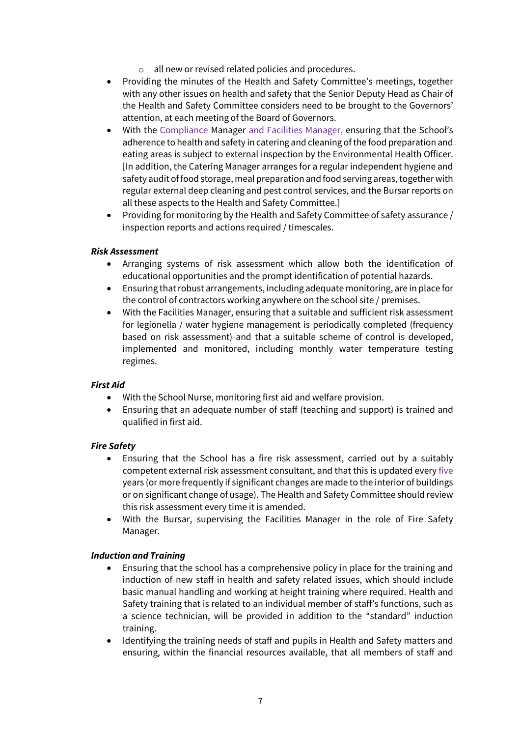- all new or revised related policies and procedures.
- Providing the minutes of the Health and Safety Committee's meetings, together with any other issues on health and safety that the Senior Deputy Head as Chair of the Health and Safety Committee considers need to be brought to the Governors' attention, at each meeting of the Board of Governors.
- With the Compliance Manager and Facilities Manager, ensuring that the School's adherence to health and safety in catering and cleaning of the food preparation and eating areas is subject to external inspection by the Environmental Health Officer. [In addition, the Catering Manager arranges for a regular independent hygiene and safety audit of food storage, meal preparation and food serving areas, together with regular external deep cleaning and pest control services, and the Bursar reports on all these aspects to the Health and Safety Committee.]
- Providing for monitoring by the Health and Safety Committee of safety assurance / inspection reports and actions required / timescales.

***Risk Assessment***

- Arranging systems of risk assessment which allow both the identification of educational opportunities and the prompt identification of potential hazards.
- Ensuring that robust arrangements, including adequate monitoring, are in place for the control of contractors working anywhere on the school site / premises.
- With the Facilities Manager, ensuring that a suitable and sufficient risk assessment for legionella / water hygiene management is periodically completed (frequency based on risk assessment) and that a suitable scheme of control is developed, implemented and monitored, including monthly water temperature testing regimes.

***First Aid***

- With the School Nurse, monitoring first aid and welfare provision.
- Ensuring that an adequate number of staff (teaching and support) is trained and qualified in first aid.

***Fire Safety***

- Ensuring that the School has a fire risk assessment, carried out by a suitably competent external risk assessment consultant, and that this is updated every five years (or more frequently if significant changes are made to the interior of buildings or on significant change of usage). The Health and Safety Committee should review this risk assessment every time it is amended.
- With the Bursar, supervising the Facilities Manager in the role of Fire Safety Manager.

***Induction and Training***

- Ensuring that the school has a comprehensive policy in place for the training and induction of new staff in health and safety related issues, which should include basic manual handling and working at height training where required. Health and Safety training that is related to an individual member of staff's functions, such as a science technician, will be provided in addition to the "standard" induction training.
- Identifying the training needs of staff and pupils in Health and Safety matters and ensuring, within the financial resources available, that all members of staff and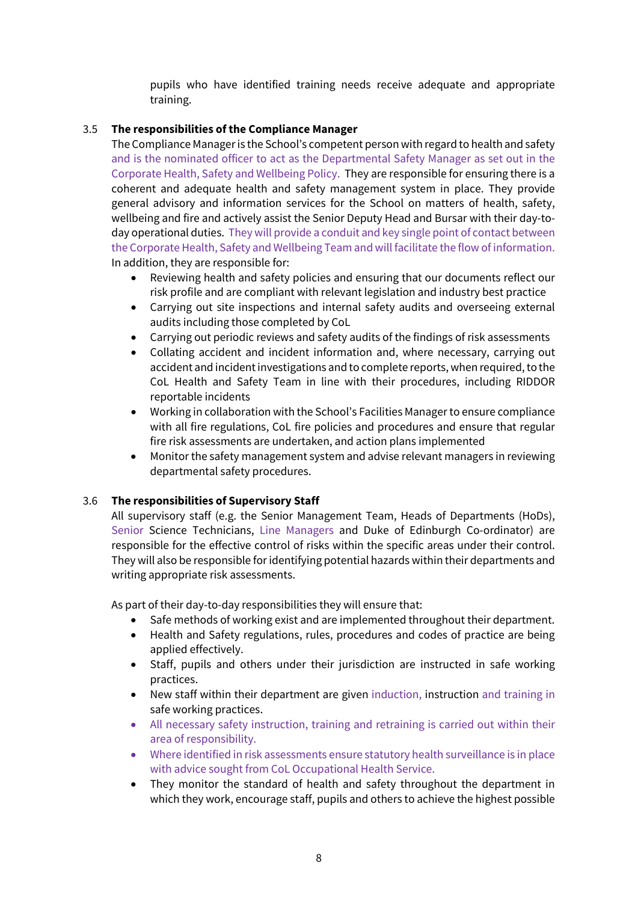pupils who have identified training needs receive adequate and appropriate training.

### 3.5 The responsibilities of the Compliance Manager

The Compliance Manager is the School's competent person with regard to health and safety and is the nominated officer to act as the Departmental Safety Manager as set out in the Corporate Health, Safety and Wellbeing Policy. They are responsible for ensuring there is a coherent and adequate health and safety management system in place. They provide general advisory and information services for the School on matters of health, safety, wellbeing and fire and actively assist the Senior Deputy Head and Bursar with their day-to-day operational duties. They will provide a conduit and key single point of contact between the Corporate Health, Safety and Wellbeing Team and will facilitate the flow of information. In addition, they are responsible for:

- Reviewing health and safety policies and ensuring that our documents reflect our risk profile and are compliant with relevant legislation and industry best practice
- Carrying out site inspections and internal safety audits and overseeing external audits including those completed by CoL
- Carrying out periodic reviews and safety audits of the findings of risk assessments
- Collating accident and incident information and, where necessary, carrying out accident and incident investigations and to complete reports, when required, to the CoL Health and Safety Team in line with their procedures, including RIDDOR reportable incidents
- Working in collaboration with the School's Facilities Manager to ensure compliance with all fire regulations, CoL fire policies and procedures and ensure that regular fire risk assessments are undertaken, and action plans implemented
- Monitor the safety management system and advise relevant managers in reviewing departmental safety procedures.

### 3.6 The responsibilities of Supervisory Staff

All supervisory staff (e.g. the Senior Management Team, Heads of Departments (HoDs), Senior Science Technicians, Line Managers and Duke of Edinburgh Co-ordinator) are responsible for the effective control of risks within the specific areas under their control. They will also be responsible for identifying potential hazards within their departments and writing appropriate risk assessments.

As part of their day-to-day responsibilities they will ensure that:

- Safe methods of working exist and are implemented throughout their department.
- Health and Safety regulations, rules, procedures and codes of practice are being applied effectively.
- Staff, pupils and others under their jurisdiction are instructed in safe working practices.
- New staff within their department are given induction, instruction and training in safe working practices.
- All necessary safety instruction, training and retraining is carried out within their area of responsibility.
- Where identified in risk assessments ensure statutory health surveillance is in place with advice sought from CoL Occupational Health Service.
- They monitor the standard of health and safety throughout the department in which they work, encourage staff, pupils and others to achieve the highest possible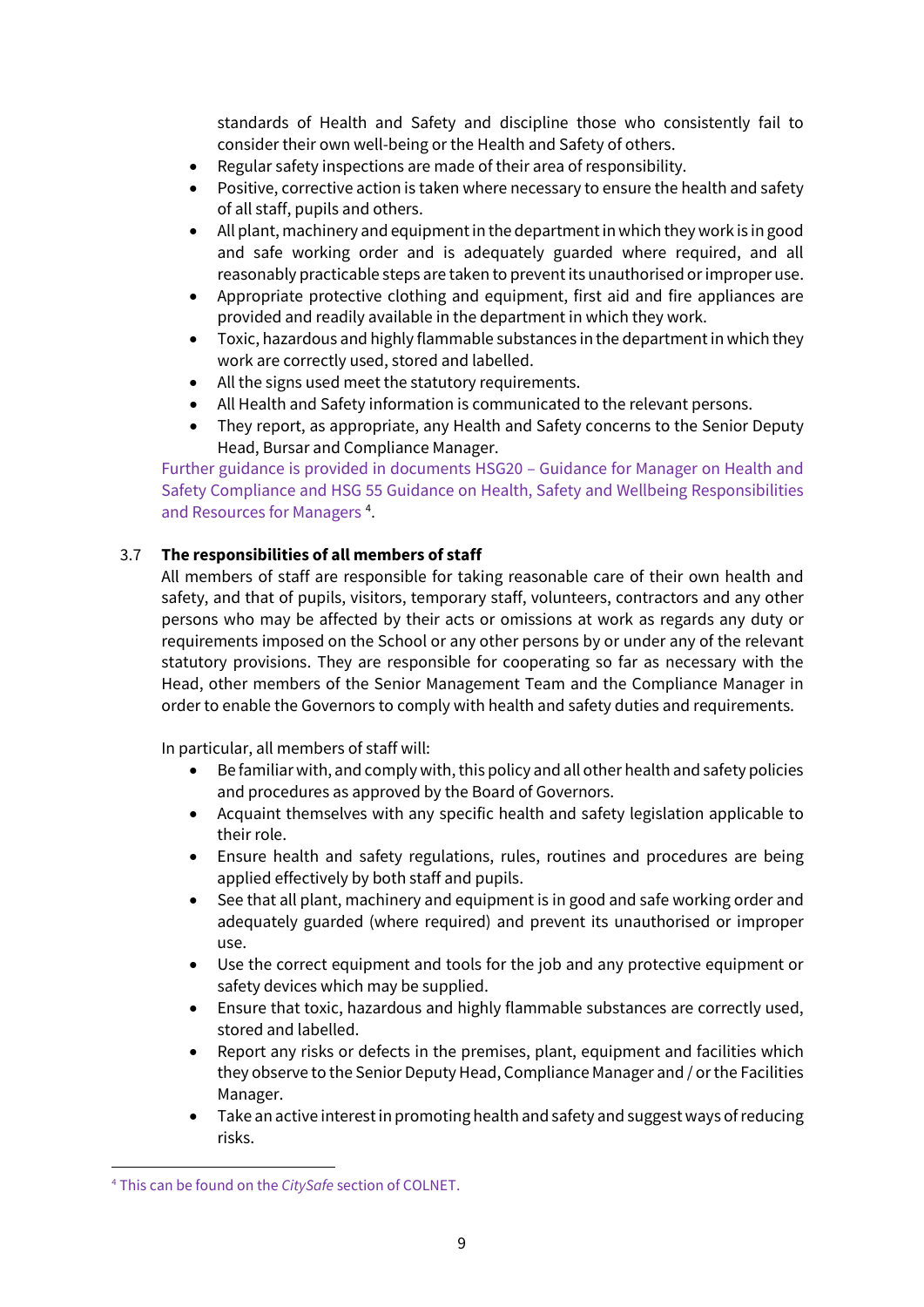standards of Health and Safety and discipline those who consistently fail to consider their own well-being or the Health and Safety of others.

- Regular safety inspections are made of their area of responsibility.
- Positive, corrective action is taken where necessary to ensure the health and safety of all staff, pupils and others.
- All plant, machinery and equipment in the department in which they work is in good and safe working order and is adequately guarded where required, and all reasonably practicable steps are taken to prevent its unauthorised or improper use.
- Appropriate protective clothing and equipment, first aid and fire appliances are provided and readily available in the department in which they work.
- Toxic, hazardous and highly flammable substances in the department in which they work are correctly used, stored and labelled.
- All the signs used meet the statutory requirements.
- All Health and Safety information is communicated to the relevant persons.
- They report, as appropriate, any Health and Safety concerns to the Senior Deputy Head, Bursar and Compliance Manager.

Further guidance is provided in documents HSG20 – Guidance for Manager on Health and Safety Compliance and HSG 55 Guidance on Health, Safety and Wellbeing Responsibilities and Resources for Managers [4].

## 3.7 The responsibilities of all members of staff

All members of staff are responsible for taking reasonable care of their own health and safety, and that of pupils, visitors, temporary staff, volunteers, contractors and any other persons who may be affected by their acts or omissions at work as regards any duty or requirements imposed on the School or any other persons by or under any of the relevant statutory provisions. They are responsible for cooperating so far as necessary with the Head, other members of the Senior Management Team and the Compliance Manager in order to enable the Governors to comply with health and safety duties and requirements.

In particular, all members of staff will:

- Be familiar with, and comply with, this policy and all other health and safety policies and procedures as approved by the Board of Governors.
- Acquaint themselves with any specific health and safety legislation applicable to their role.
- Ensure health and safety regulations, rules, routines and procedures are being applied effectively by both staff and pupils.
- See that all plant, machinery and equipment is in good and safe working order and adequately guarded (where required) and prevent its unauthorised or improper use.
- Use the correct equipment and tools for the job and any protective equipment or safety devices which may be supplied.
- Ensure that toxic, hazardous and highly flammable substances are correctly used, stored and labelled.
- Report any risks or defects in the premises, plant, equipment and facilities which they observe to the Senior Deputy Head, Compliance Manager and / or the Facilities Manager.
- Take an active interest in promoting health and safety and suggest ways of reducing risks.

[4] This can be found on the *CitySafe* section of COLNET.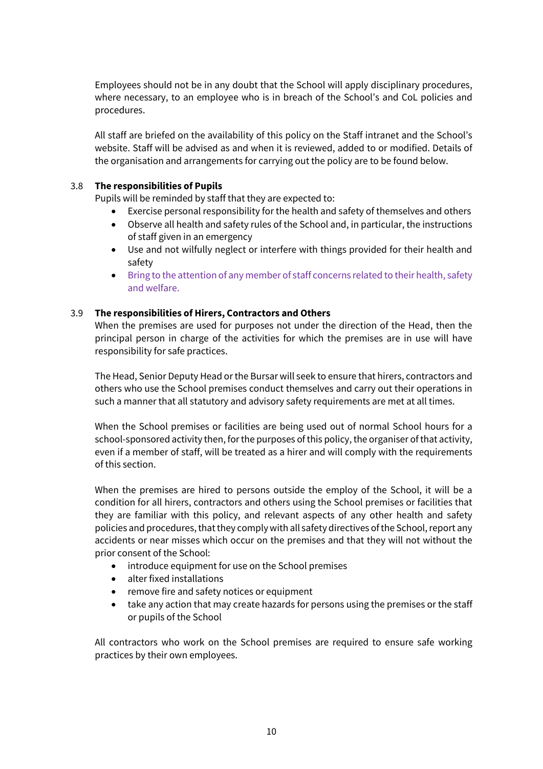Employees should not be in any doubt that the School will apply disciplinary procedures, where necessary, to an employee who is in breach of the School's and CoL policies and procedures.

All staff are briefed on the availability of this policy on the Staff intranet and the School's website. Staff will be advised as and when it is reviewed, added to or modified. Details of the organisation and arrangements for carrying out the policy are to be found below.

### 3.8 The responsibilities of Pupils

Pupils will be reminded by staff that they are expected to:

- Exercise personal responsibility for the health and safety of themselves and others
- Observe all health and safety rules of the School and, in particular, the instructions of staff given in an emergency
- Use and not wilfully neglect or interfere with things provided for their health and safety
- Bring to the attention of any member of staff concerns related to their health, safety and welfare.

### 3.9 The responsibilities of Hirers, Contractors and Others

When the premises are used for purposes not under the direction of the Head, then the principal person in charge of the activities for which the premises are in use will have responsibility for safe practices.

The Head, Senior Deputy Head or the Bursar will seek to ensure that hirers, contractors and others who use the School premises conduct themselves and carry out their operations in such a manner that all statutory and advisory safety requirements are met at all times.

When the School premises or facilities are being used out of normal School hours for a school-sponsored activity then, for the purposes of this policy, the organiser of that activity, even if a member of staff, will be treated as a hirer and will comply with the requirements of this section.

When the premises are hired to persons outside the employ of the School, it will be a condition for all hirers, contractors and others using the School premises or facilities that they are familiar with this policy, and relevant aspects of any other health and safety policies and procedures, that they comply with all safety directives of the School, report any accidents or near misses which occur on the premises and that they will not without the prior consent of the School:

- introduce equipment for use on the School premises
- alter fixed installations
- remove fire and safety notices or equipment
- take any action that may create hazards for persons using the premises or the staff or pupils of the School

All contractors who work on the School premises are required to ensure safe working practices by their own employees.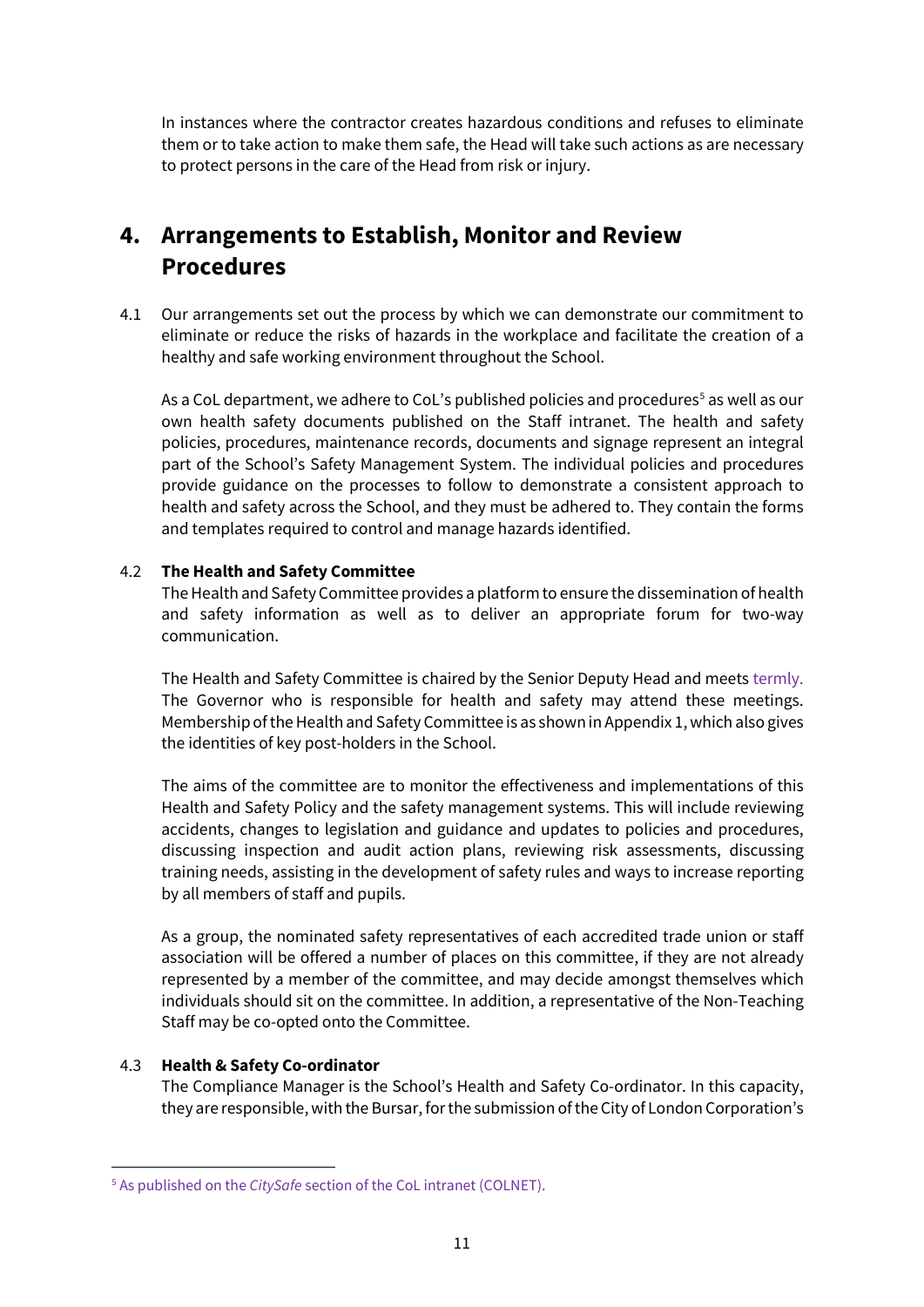In instances where the contractor creates hazardous conditions and refuses to eliminate them or to take action to make them safe, the Head will take such actions as are necessary to protect persons in the care of the Head from risk or injury.

## 4. Arrangements to Establish, Monitor and Review Procedures

4.1 Our arrangements set out the process by which we can demonstrate our commitment to eliminate or reduce the risks of hazards in the workplace and facilitate the creation of a healthy and safe working environment throughout the School.

As a CoL department, we adhere to CoL's published policies and procedures[5] as well as our own health safety documents published on the Staff intranet. The health and safety policies, procedures, maintenance records, documents and signage represent an integral part of the School's Safety Management System. The individual policies and procedures provide guidance on the processes to follow to demonstrate a consistent approach to health and safety across the School, and they must be adhered to. They contain the forms and templates required to control and manage hazards identified.

4.2 **The Health and Safety Committee**

The Health and Safety Committee provides a platform to ensure the dissemination of health and safety information as well as to deliver an appropriate forum for two-way communication.

The Health and Safety Committee is chaired by the Senior Deputy Head and meets termly. The Governor who is responsible for health and safety may attend these meetings. Membership of the Health and Safety Committee is as shown in Appendix 1, which also gives the identities of key post-holders in the School.

The aims of the committee are to monitor the effectiveness and implementations of this Health and Safety Policy and the safety management systems. This will include reviewing accidents, changes to legislation and guidance and updates to policies and procedures, discussing inspection and audit action plans, reviewing risk assessments, discussing training needs, assisting in the development of safety rules and ways to increase reporting by all members of staff and pupils.

As a group, the nominated safety representatives of each accredited trade union or staff association will be offered a number of places on this committee, if they are not already represented by a member of the committee, and may decide amongst themselves which individuals should sit on the committee. In addition, a representative of the Non-Teaching Staff may be co-opted onto the Committee.

4.3 **Health & Safety Co-ordinator**

The Compliance Manager is the School's Health and Safety Co-ordinator. In this capacity, they are responsible, with the Bursar, for the submission of the City of London Corporation's

---

[5] As published on the *CitySafe* section of the CoL intranet (COLNET).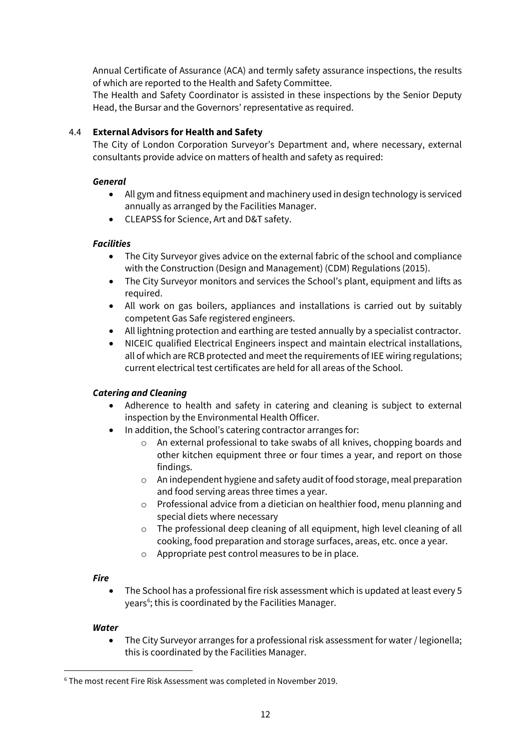Annual Certificate of Assurance (ACA) and termly safety assurance inspections, the results of which are reported to the Health and Safety Committee.

The Health and Safety Coordinator is assisted in these inspections by the Senior Deputy Head, the Bursar and the Governors' representative as required.

### 4.4 External Advisors for Health and Safety

The City of London Corporation Surveyor's Department and, where necessary, external consultants provide advice on matters of health and safety as required:

***General***

- All gym and fitness equipment and machinery used in design technology is serviced annually as arranged by the Facilities Manager.
- CLEAPSS for Science, Art and D&T safety.

***Facilities***

- The City Surveyor gives advice on the external fabric of the school and compliance with the Construction (Design and Management) (CDM) Regulations (2015).
- The City Surveyor monitors and services the School's plant, equipment and lifts as required.
- All work on gas boilers, appliances and installations is carried out by suitably competent Gas Safe registered engineers.
- All lightning protection and earthing are tested annually by a specialist contractor.
- NICEIC qualified Electrical Engineers inspect and maintain electrical installations, all of which are RCB protected and meet the requirements of IEE wiring regulations; current electrical test certificates are held for all areas of the School.

***Catering and Cleaning***

- Adherence to health and safety in catering and cleaning is subject to external inspection by the Environmental Health Officer.
- In addition, the School's catering contractor arranges for:
    - An external professional to take swabs of all knives, chopping boards and other kitchen equipment three or four times a year, and report on those findings.
    - An independent hygiene and safety audit of food storage, meal preparation and food serving areas three times a year.
    - Professional advice from a dietician on healthier food, menu planning and special diets where necessary
    - The professional deep cleaning of all equipment, high level cleaning of all cooking, food preparation and storage surfaces, areas, etc. once a year.
    - Appropriate pest control measures to be in place.

***Fire***

- The School has a professional fire risk assessment which is updated at least every 5 years[6]; this is coordinated by the Facilities Manager.

***Water***

- The City Surveyor arranges for a professional risk assessment for water / legionella; this is coordinated by the Facilities Manager.

[6] The most recent Fire Risk Assessment was completed in November 2019.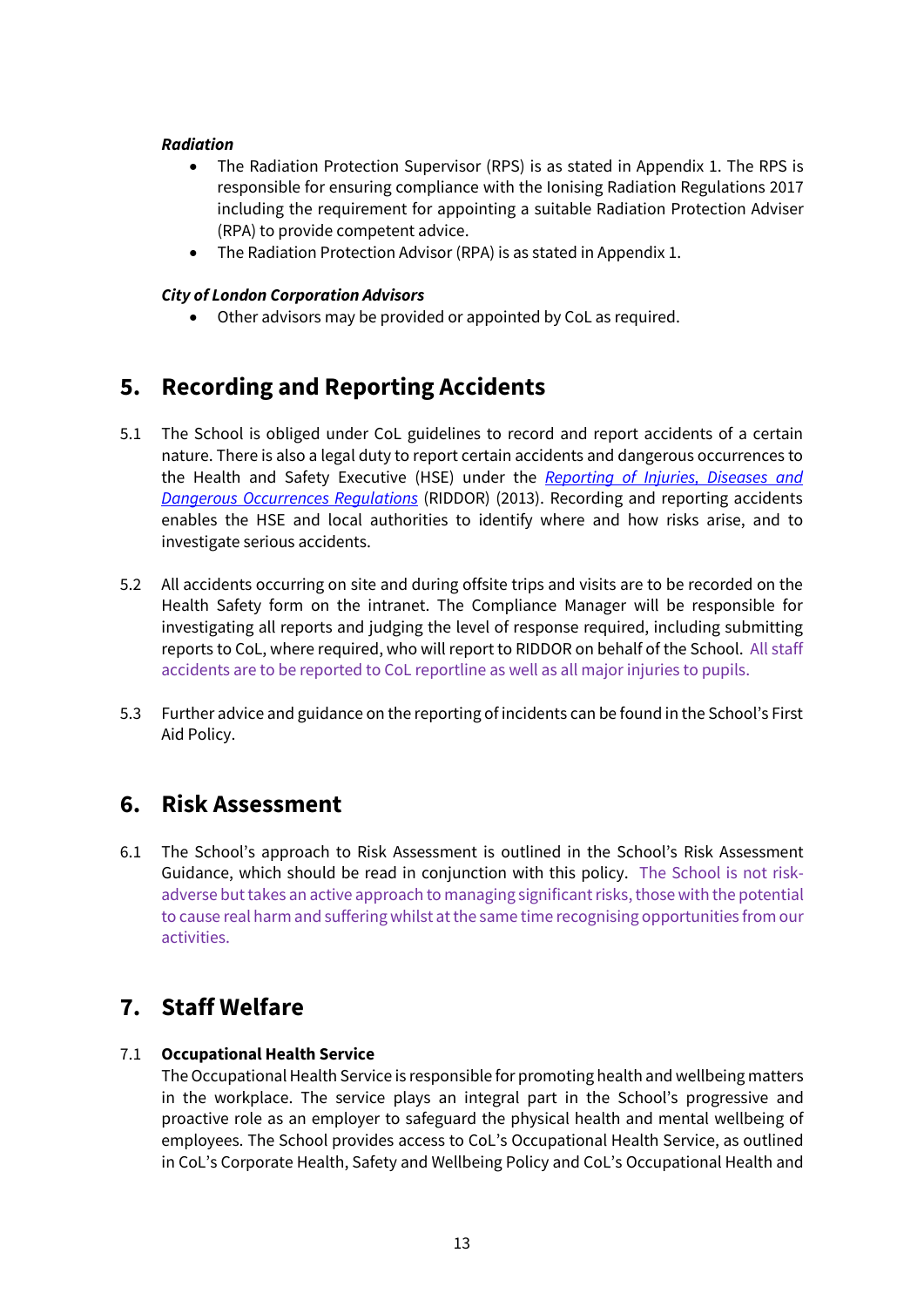***Radiation***

- The Radiation Protection Supervisor (RPS) is as stated in Appendix 1. The RPS is responsible for ensuring compliance with the Ionising Radiation Regulations 2017 including the requirement for appointing a suitable Radiation Protection Adviser (RPA) to provide competent advice.
- The Radiation Protection Advisor (RPA) is as stated in Appendix 1.

***City of London Corporation Advisors***

- Other advisors may be provided or appointed by CoL as required.

## 5. Recording and Reporting Accidents

5.1 The School is obliged under CoL guidelines to record and report accidents of a certain nature. There is also a legal duty to report certain accidents and dangerous occurrences to the Health and Safety Executive (HSE) under the *Reporting of Injuries, Diseases and Dangerous Occurrences Regulations* (RIDDOR) (2013). Recording and reporting accidents enables the HSE and local authorities to identify where and how risks arise, and to investigate serious accidents.

5.2 All accidents occurring on site and during offsite trips and visits are to be recorded on the Health Safety form on the intranet. The Compliance Manager will be responsible for investigating all reports and judging the level of response required, including submitting reports to CoL, where required, who will report to RIDDOR on behalf of the School. All staff accidents are to be reported to CoL reportline as well as all major injuries to pupils.

5.3 Further advice and guidance on the reporting of incidents can be found in the School's First Aid Policy.

## 6. Risk Assessment

6.1 The School's approach to Risk Assessment is outlined in the School's Risk Assessment Guidance, which should be read in conjunction with this policy. The School is not risk-adverse but takes an active approach to managing significant risks, those with the potential to cause real harm and suffering whilst at the same time recognising opportunities from our activities.

## 7. Staff Welfare

7.1 **Occupational Health Service**

The Occupational Health Service is responsible for promoting health and wellbeing matters in the workplace. The service plays an integral part in the School's progressive and proactive role as an employer to safeguard the physical health and mental wellbeing of employees. The School provides access to CoL's Occupational Health Service, as outlined in CoL's Corporate Health, Safety and Wellbeing Policy and CoL's Occupational Health and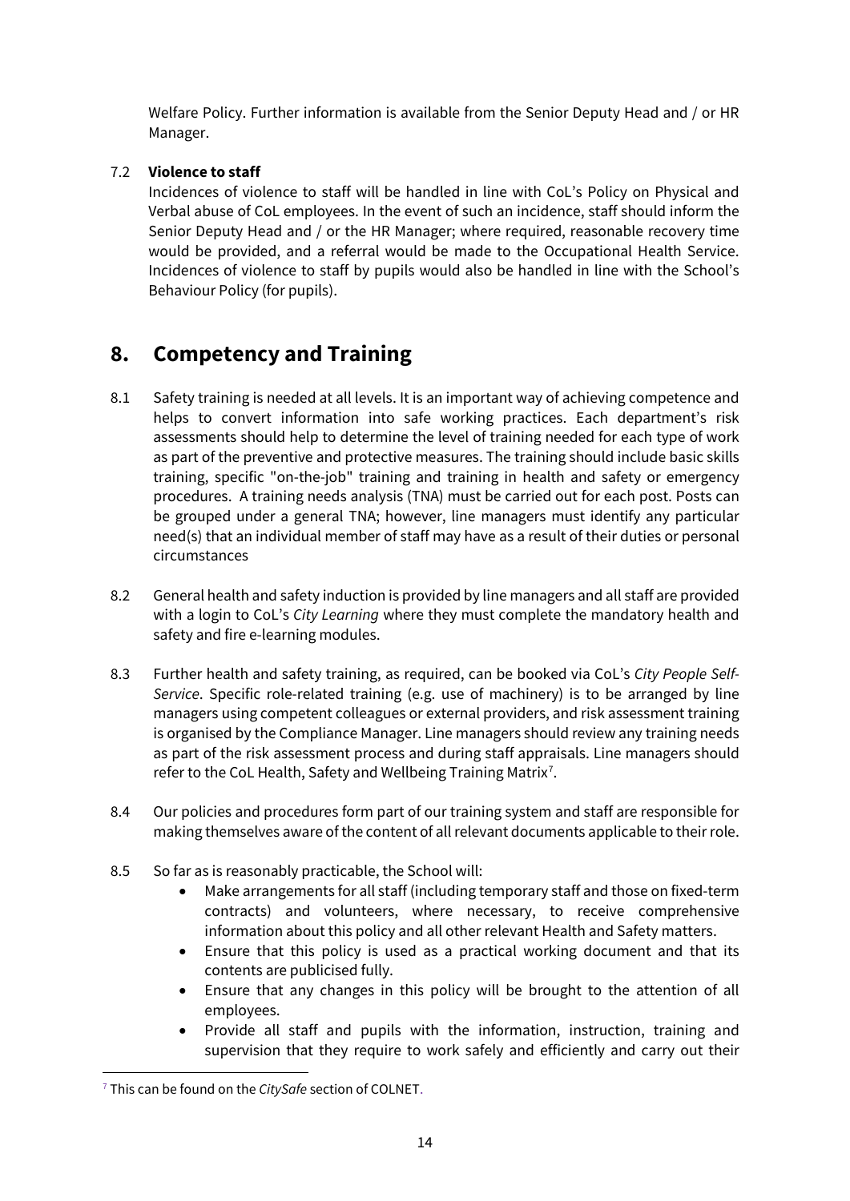Welfare Policy. Further information is available from the Senior Deputy Head and / or HR Manager.

7.2 **Violence to staff**

Incidences of violence to staff will be handled in line with CoL's Policy on Physical and Verbal abuse of CoL employees. In the event of such an incidence, staff should inform the Senior Deputy Head and / or the HR Manager; where required, reasonable recovery time would be provided, and a referral would be made to the Occupational Health Service. Incidences of violence to staff by pupils would also be handled in line with the School's Behaviour Policy (for pupils).

## 8. Competency and Training

8.1 Safety training is needed at all levels. It is an important way of achieving competence and helps to convert information into safe working practices. Each department's risk assessments should help to determine the level of training needed for each type of work as part of the preventive and protective measures. The training should include basic skills training, specific "on-the-job" training and training in health and safety or emergency procedures. A training needs analysis (TNA) must be carried out for each post. Posts can be grouped under a general TNA; however, line managers must identify any particular need(s) that an individual member of staff may have as a result of their duties or personal circumstances

8.2 General health and safety induction is provided by line managers and all staff are provided with a login to CoL's *City Learning* where they must complete the mandatory health and safety and fire e-learning modules.

8.3 Further health and safety training, as required, can be booked via CoL's *City People Self-Service*. Specific role-related training (e.g. use of machinery) is to be arranged by line managers using competent colleagues or external providers, and risk assessment training is organised by the Compliance Manager. Line managers should review any training needs as part of the risk assessment process and during staff appraisals. Line managers should refer to the CoL Health, Safety and Wellbeing Training Matrix[7].

8.4 Our policies and procedures form part of our training system and staff are responsible for making themselves aware of the content of all relevant documents applicable to their role.

8.5 So far as is reasonably practicable, the School will:

- Make arrangements for all staff (including temporary staff and those on fixed-term contracts) and volunteers, where necessary, to receive comprehensive information about this policy and all other relevant Health and Safety matters.
- Ensure that this policy is used as a practical working document and that its contents are publicised fully.
- Ensure that any changes in this policy will be brought to the attention of all employees.
- Provide all staff and pupils with the information, instruction, training and supervision that they require to work safely and efficiently and carry out their

[7] This can be found on the *CitySafe* section of COLNET.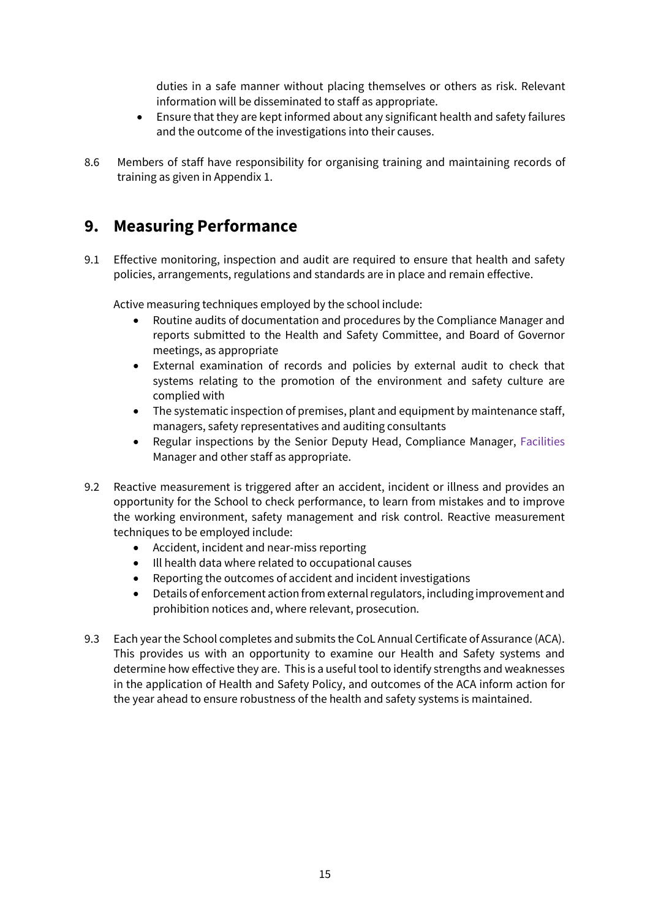duties in a safe manner without placing themselves or others as risk. Relevant information will be disseminated to staff as appropriate.

- Ensure that they are kept informed about any significant health and safety failures and the outcome of the investigations into their causes.

8.6 Members of staff have responsibility for organising training and maintaining records of training as given in Appendix 1.

## 9. Measuring Performance

9.1 Effective monitoring, inspection and audit are required to ensure that health and safety policies, arrangements, regulations and standards are in place and remain effective.

Active measuring techniques employed by the school include:

- Routine audits of documentation and procedures by the Compliance Manager and reports submitted to the Health and Safety Committee, and Board of Governor meetings, as appropriate
- External examination of records and policies by external audit to check that systems relating to the promotion of the environment and safety culture are complied with
- The systematic inspection of premises, plant and equipment by maintenance staff, managers, safety representatives and auditing consultants
- Regular inspections by the Senior Deputy Head, Compliance Manager, Facilities Manager and other staff as appropriate.

9.2 Reactive measurement is triggered after an accident, incident or illness and provides an opportunity for the School to check performance, to learn from mistakes and to improve the working environment, safety management and risk control. Reactive measurement techniques to be employed include:

- Accident, incident and near-miss reporting
- Ill health data where related to occupational causes
- Reporting the outcomes of accident and incident investigations
- Details of enforcement action from external regulators, including improvement and prohibition notices and, where relevant, prosecution.

9.3 Each year the School completes and submits the CoL Annual Certificate of Assurance (ACA). This provides us with an opportunity to examine our Health and Safety systems and determine how effective they are. This is a useful tool to identify strengths and weaknesses in the application of Health and Safety Policy, and outcomes of the ACA inform action for the year ahead to ensure robustness of the health and safety systems is maintained.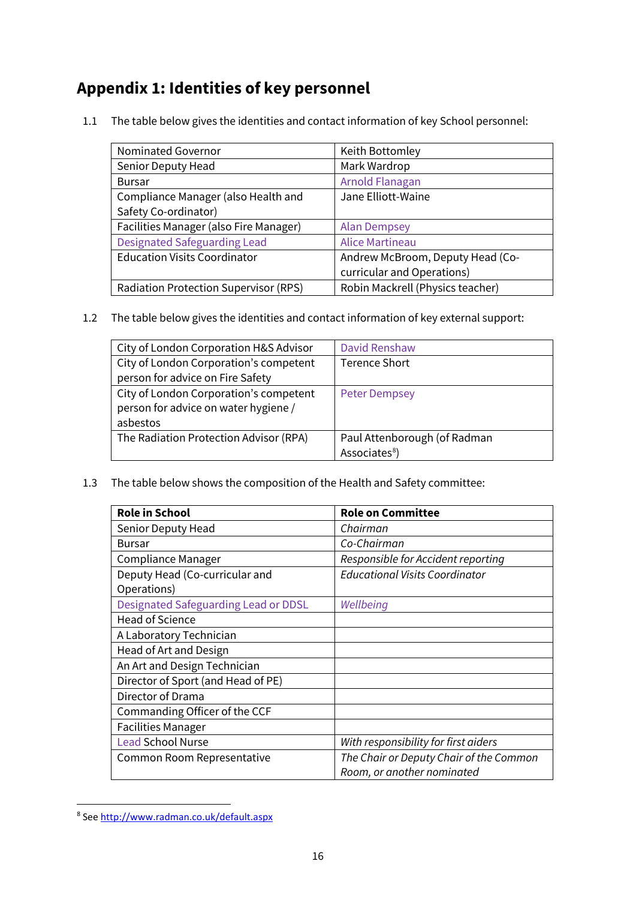# Appendix 1: Identities of key personnel

1.1 The table below gives the identities and contact information of key School personnel:

| | |
|---|---|
| Nominated Governor | Keith Bottomley |
| Senior Deputy Head | Mark Wardrop |
| Bursar | Arnold Flanagan |
| Compliance Manager (also Health and Safety Co-ordinator) | Jane Elliott-Waine |
| Facilities Manager (also Fire Manager) | Alan Dempsey |
| Designated Safeguarding Lead | Alice Martineau |
| Education Visits Coordinator | Andrew McBroom, Deputy Head (Co-curricular and Operations) |
| Radiation Protection Supervisor (RPS) | Robin Mackrell (Physics teacher) |

1.2 The table below gives the identities and contact information of key external support:

| | |
|---|---|
| City of London Corporation H&S Advisor | David Renshaw |
| City of London Corporation's competent person for advice on Fire Safety | Terence Short |
| City of London Corporation's competent person for advice on water hygiene / asbestos | Peter Dempsey |
| The Radiation Protection Advisor (RPA) | Paul Attenborough (of Radman Associates[8]) |

1.3 The table below shows the composition of the Health and Safety committee:

| **Role in School** | **Role on Committee** |
|---|---|
| Senior Deputy Head | *Chairman* |
| Bursar | *Co-Chairman* |
| Compliance Manager | *Responsible for Accident reporting* |
| Deputy Head (Co-curricular and Operations) | *Educational Visits Coordinator* |
| Designated Safeguarding Lead or DDSL | *Wellbeing* |
| Head of Science | |
| A Laboratory Technician | |
| Head of Art and Design | |
| An Art and Design Technician | |
| Director of Sport (and Head of PE) | |
| Director of Drama | |
| Commanding Officer of the CCF | |
| Facilities Manager | |
| Lead School Nurse | *With responsibility for first aiders* |
| Common Room Representative | *The Chair or Deputy Chair of the Common Room, or another nominated* |

[8] See http://www.radman.co.uk/default.aspx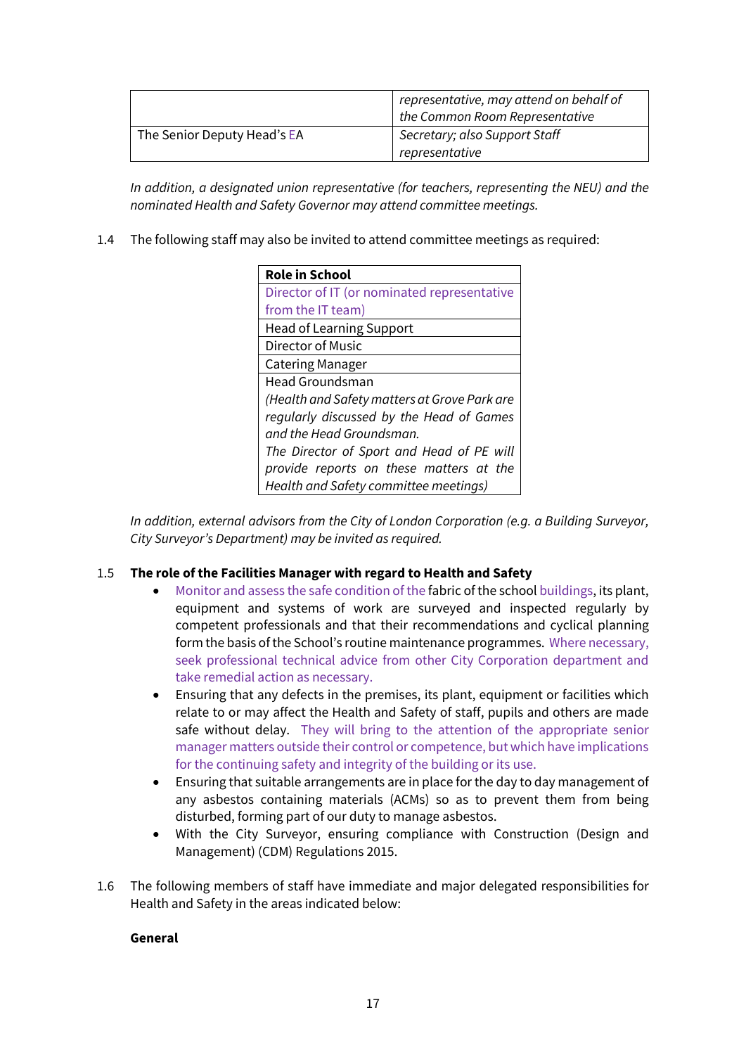| | |
|---|---|
| | *representative, may attend on behalf of the Common Room Representative* |
| The Senior Deputy Head's EA | *Secretary; also Support Staff representative* |

*In addition, a designated union representative (for teachers, representing the NEU) and the nominated Health and Safety Governor may attend committee meetings.*

1.4 The following staff may also be invited to attend committee meetings as required:

| Role in School |
|---|
| Director of IT (or nominated representative from the IT team) |
| Head of Learning Support |
| Director of Music |
| Catering Manager |
| Head Groundsman<br>*(Health and Safety matters at Grove Park are regularly discussed by the Head of Games and the Head Groundsman.*<br>*The Director of Sport and Head of PE will provide reports on these matters at the Health and Safety committee meetings)* |

*In addition, external advisors from the City of London Corporation (e.g. a Building Surveyor, City Surveyor's Department) may be invited as required.*

**1.5 The role of the Facilities Manager with regard to Health and Safety**

- Monitor and assess the safe condition of the fabric of the school buildings, its plant, equipment and systems of work are surveyed and inspected regularly by competent professionals and that their recommendations and cyclical planning form the basis of the School's routine maintenance programmes. Where necessary, seek professional technical advice from other City Corporation department and take remedial action as necessary.
- Ensuring that any defects in the premises, its plant, equipment or facilities which relate to or may affect the Health and Safety of staff, pupils and others are made safe without delay. They will bring to the attention of the appropriate senior manager matters outside their control or competence, but which have implications for the continuing safety and integrity of the building or its use.
- Ensuring that suitable arrangements are in place for the day to day management of any asbestos containing materials (ACMs) so as to prevent them from being disturbed, forming part of our duty to manage asbestos.
- With the City Surveyor, ensuring compliance with Construction (Design and Management) (CDM) Regulations 2015.

1.6 The following members of staff have immediate and major delegated responsibilities for Health and Safety in the areas indicated below:

**General**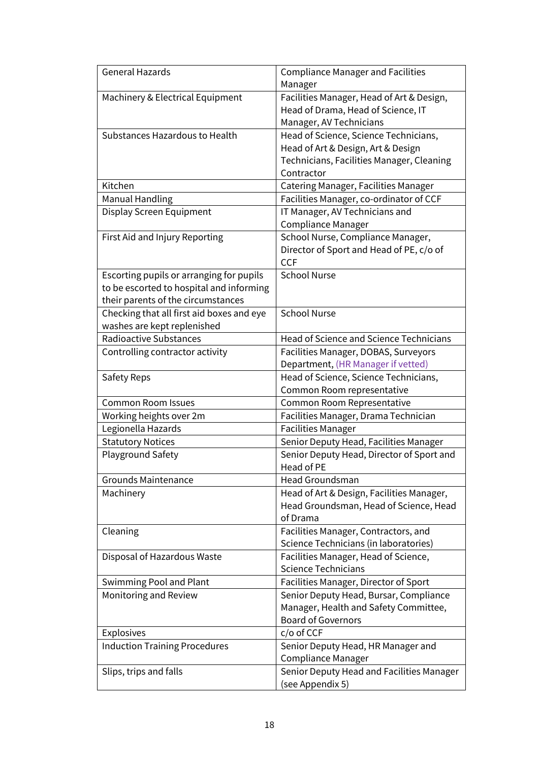| General Hazards | Compliance Manager and Facilities Manager |
|---|---|
| Machinery & Electrical Equipment | Facilities Manager, Head of Art & Design, Head of Drama, Head of Science, IT Manager, AV Technicians |
| Substances Hazardous to Health | Head of Science, Science Technicians, Head of Art & Design, Art & Design Technicians, Facilities Manager, Cleaning Contractor |
| Kitchen | Catering Manager, Facilities Manager |
| Manual Handling | Facilities Manager, co-ordinator of CCF |
| Display Screen Equipment | IT Manager, AV Technicians and Compliance Manager |
| First Aid and Injury Reporting | School Nurse, Compliance Manager, Director of Sport and Head of PE, c/o of CCF |
| Escorting pupils or arranging for pupils to be escorted to hospital and informing their parents of the circumstances | School Nurse |
| Checking that all first aid boxes and eye washes are kept replenished | School Nurse |
| Radioactive Substances | Head of Science and Science Technicians |
| Controlling contractor activity | Facilities Manager, DOBAS, Surveyors Department, (HR Manager if vetted) |
| Safety Reps | Head of Science, Science Technicians, Common Room representative |
| Common Room Issues | Common Room Representative |
| Working heights over 2m | Facilities Manager, Drama Technician |
| Legionella Hazards | Facilities Manager |
| Statutory Notices | Senior Deputy Head, Facilities Manager |
| Playground Safety | Senior Deputy Head, Director of Sport and Head of PE |
| Grounds Maintenance | Head Groundsman |
| Machinery | Head of Art & Design, Facilities Manager, Head Groundsman, Head of Science, Head of Drama |
| Cleaning | Facilities Manager, Contractors, and Science Technicians (in laboratories) |
| Disposal of Hazardous Waste | Facilities Manager, Head of Science, Science Technicians |
| Swimming Pool and Plant | Facilities Manager, Director of Sport |
| Monitoring and Review | Senior Deputy Head, Bursar, Compliance Manager, Health and Safety Committee, Board of Governors |
| Explosives | c/o of CCF |
| Induction Training Procedures | Senior Deputy Head, HR Manager and Compliance Manager |
| Slips, trips and falls | Senior Deputy Head and Facilities Manager (see Appendix 5) |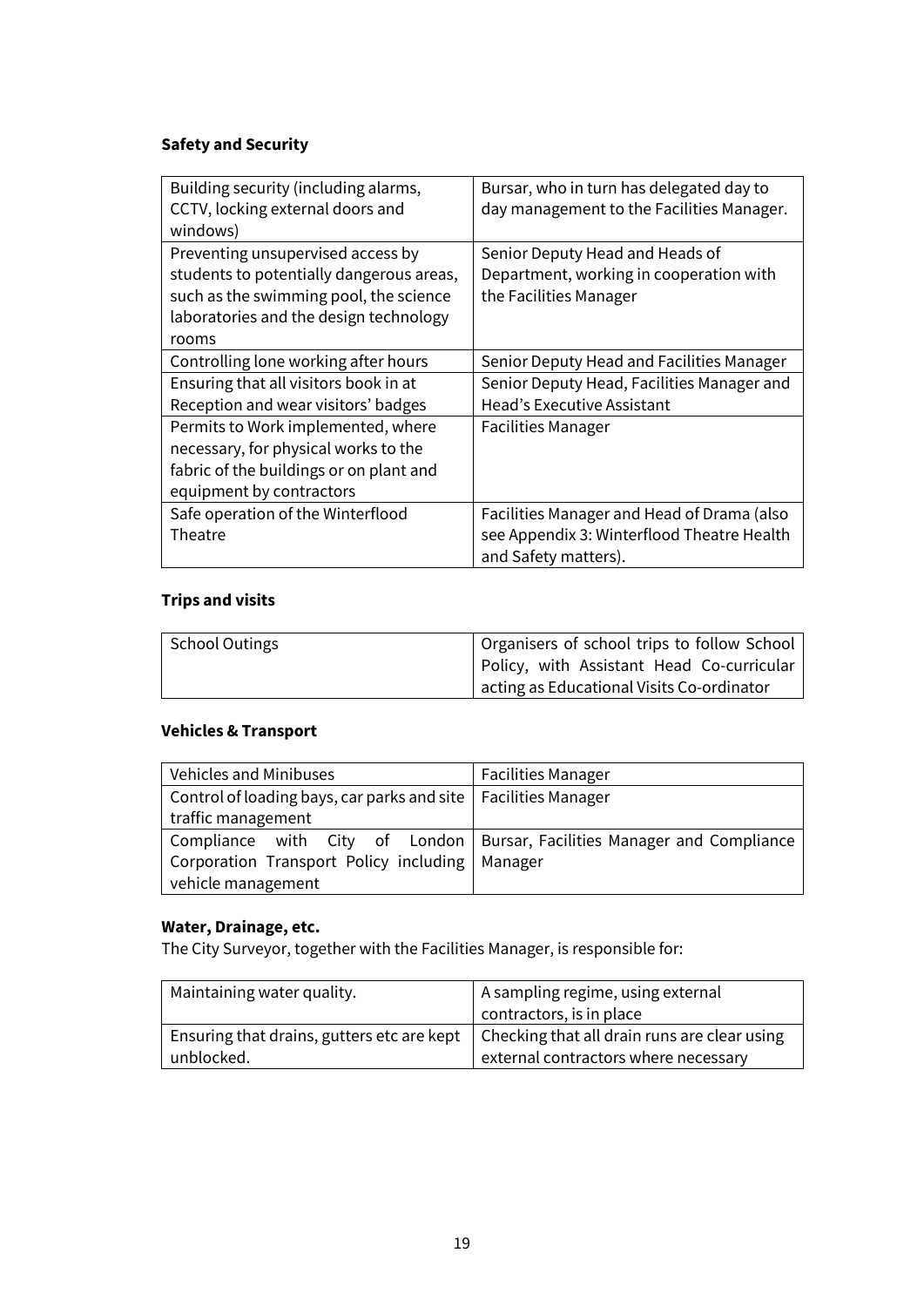**Safety and Security**

| | |
|---|---|
| Building security (including alarms, CCTV, locking external doors and windows) | Bursar, who in turn has delegated day to day management to the Facilities Manager. |
| Preventing unsupervised access by students to potentially dangerous areas, such as the swimming pool, the science laboratories and the design technology rooms | Senior Deputy Head and Heads of Department, working in cooperation with the Facilities Manager |
| Controlling lone working after hours | Senior Deputy Head and Facilities Manager |
| Ensuring that all visitors book in at Reception and wear visitors' badges | Senior Deputy Head, Facilities Manager and Head's Executive Assistant |
| Permits to Work implemented, where necessary, for physical works to the fabric of the buildings or on plant and equipment by contractors | Facilities Manager |
| Safe operation of the Winterflood Theatre | Facilities Manager and Head of Drama (also see Appendix 3: Winterflood Theatre Health and Safety matters). |

**Trips and visits**

| | |
|---|---|
| School Outings | Organisers of school trips to follow School Policy, with Assistant Head Co-curricular acting as Educational Visits Co-ordinator |

**Vehicles & Transport**

| | |
|---|---|
| Vehicles and Minibuses | Facilities Manager |
| Control of loading bays, car parks and site traffic management | Facilities Manager |
| Compliance with City of London Corporation Transport Policy including vehicle management | Bursar, Facilities Manager and Compliance Manager |

**Water, Drainage, etc.**

The City Surveyor, together with the Facilities Manager, is responsible for:

| | |
|---|---|
| Maintaining water quality. | A sampling regime, using external contractors, is in place |
| Ensuring that drains, gutters etc are kept unblocked. | Checking that all drain runs are clear using external contractors where necessary |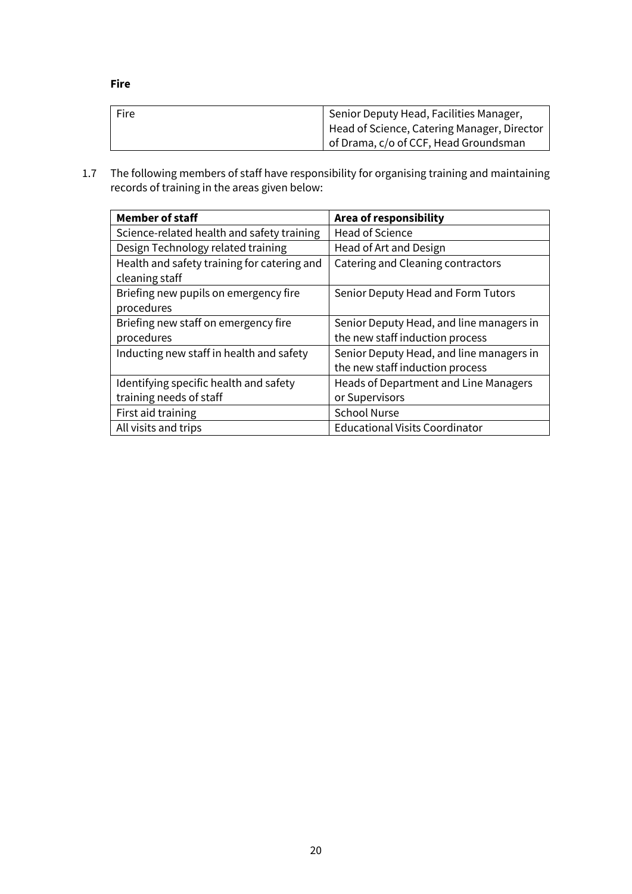**Fire**

| Fire | Senior Deputy Head, Facilities Manager, Head of Science, Catering Manager, Director of Drama, c/o of CCF, Head Groundsman |
|---|---|

1.7 The following members of staff have responsibility for organising training and maintaining records of training in the areas given below:

| **Member of staff** | **Area of responsibility** |
|---|---|
| Science-related health and safety training | Head of Science |
| Design Technology related training | Head of Art and Design |
| Health and safety training for catering and cleaning staff | Catering and Cleaning contractors |
| Briefing new pupils on emergency fire procedures | Senior Deputy Head and Form Tutors |
| Briefing new staff on emergency fire procedures | Senior Deputy Head, and line managers in the new staff induction process |
| Inducting new staff in health and safety | Senior Deputy Head, and line managers in the new staff induction process |
| Identifying specific health and safety training needs of staff | Heads of Department and Line Managers or Supervisors |
| First aid training | School Nurse |
| All visits and trips | Educational Visits Coordinator |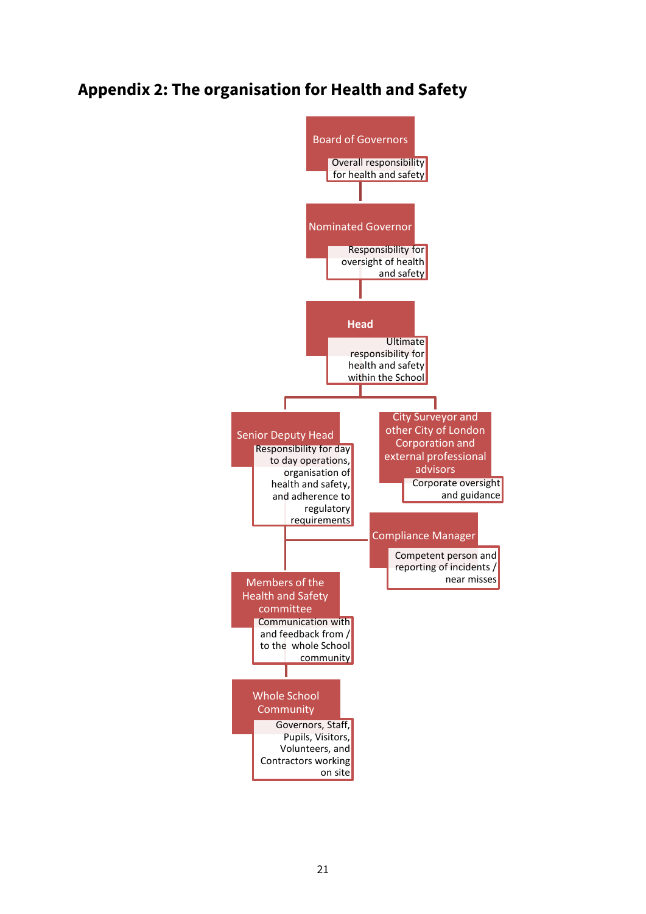## Appendix 2: The organisation for Health and Safety

**Board of Governors**
Overall responsibility for health and safety

**Nominated Governor**
Responsibility for oversight of health and safety

**Head**
Ultimate responsibility for health and safety within the School

**Senior Deputy Head**
Responsibility for day to day operations, organisation of health and safety, and adherence to regulatory requirements

**City Surveyor and other City of London Corporation and external professional advisors**
Corporate oversight and guidance

**Compliance Manager**
Competent person and reporting of incidents / near misses

**Members of the Health and Safety committee**
Communication with and feedback from / to the whole School community

**Whole School Community**
Governors, Staff, Pupils, Visitors, Volunteers, and Contractors working on site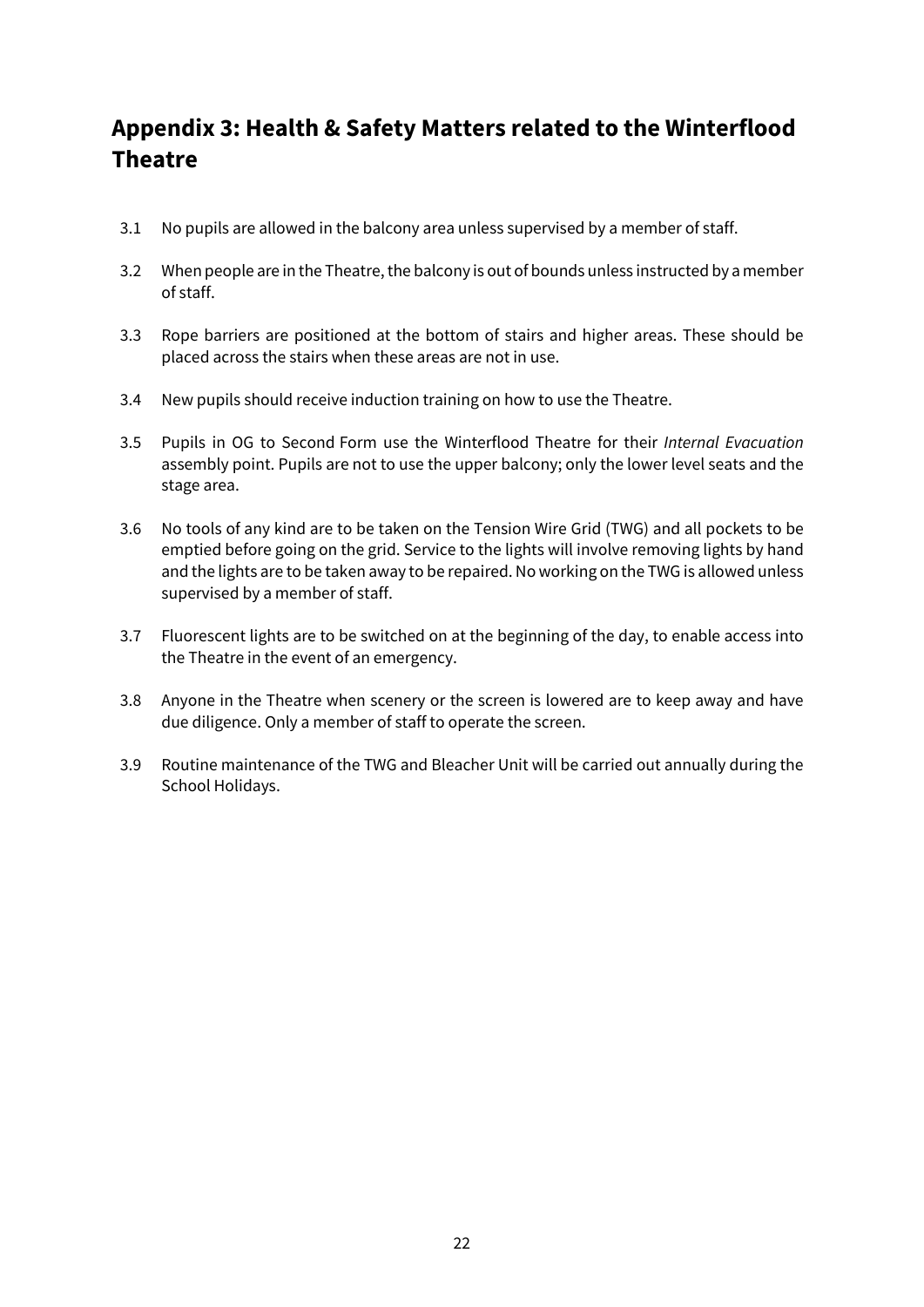## Appendix 3: Health & Safety Matters related to the Winterflood Theatre

3.1 No pupils are allowed in the balcony area unless supervised by a member of staff.

3.2 When people are in the Theatre, the balcony is out of bounds unless instructed by a member of staff.

3.3 Rope barriers are positioned at the bottom of stairs and higher areas. These should be placed across the stairs when these areas are not in use.

3.4 New pupils should receive induction training on how to use the Theatre.

3.5 Pupils in OG to Second Form use the Winterflood Theatre for their *Internal Evacuation* assembly point. Pupils are not to use the upper balcony; only the lower level seats and the stage area.

3.6 No tools of any kind are to be taken on the Tension Wire Grid (TWG) and all pockets to be emptied before going on the grid. Service to the lights will involve removing lights by hand and the lights are to be taken away to be repaired. No working on the TWG is allowed unless supervised by a member of staff.

3.7 Fluorescent lights are to be switched on at the beginning of the day, to enable access into the Theatre in the event of an emergency.

3.8 Anyone in the Theatre when scenery or the screen is lowered are to keep away and have due diligence. Only a member of staff to operate the screen.

3.9 Routine maintenance of the TWG and Bleacher Unit will be carried out annually during the School Holidays.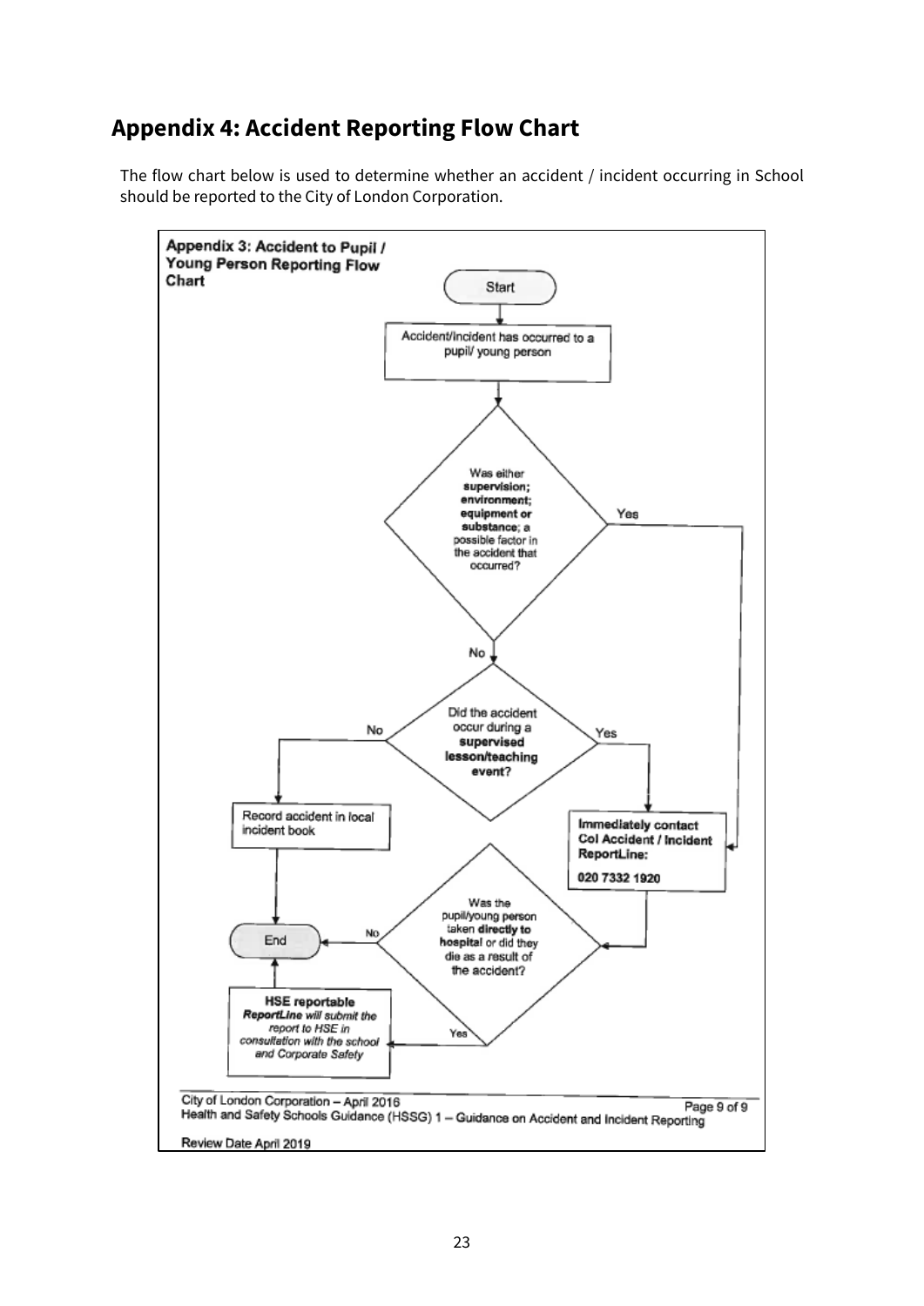## Appendix 4: Accident Reporting Flow Chart

The flow chart below is used to determine whether an accident / incident occurring in School should be reported to the City of London Corporation.

**Appendix 3: Accident to Pupil / Young Person Reporting Flow Chart**

- **Start**
- Accident/incident has occurred to a pupil/ young person
- Was either **supervision; environment; equipment or substance**; a possible factor in the accident that occurred?
  - **Yes** → Immediately contact Col Accident / Incident ReportLine
  - **No** → Did the accident occur during a **supervised lesson/teaching event?**
    - **No** → Record accident in local incident book → **End**
    - **Yes** → Immediately contact Col Accident / Incident ReportLine
- **Immediately contact CoL Accident / Incident ReportLine: 020 7332 1920**
- Was the pupil/young person taken **directly to hospital** or did they die as a result of the accident?
  - **No** → **End**
  - **Yes** → **HSE reportable** *ReportLine will submit the report to HSE in consultation with the school and Corporate Safety* → **End**

City of London Corporation – April 2016
Health and Safety Schools Guidance (HSSG) 1 – Guidance on Accident and Incident Reporting
Page 9 of 9

Review Date April 2019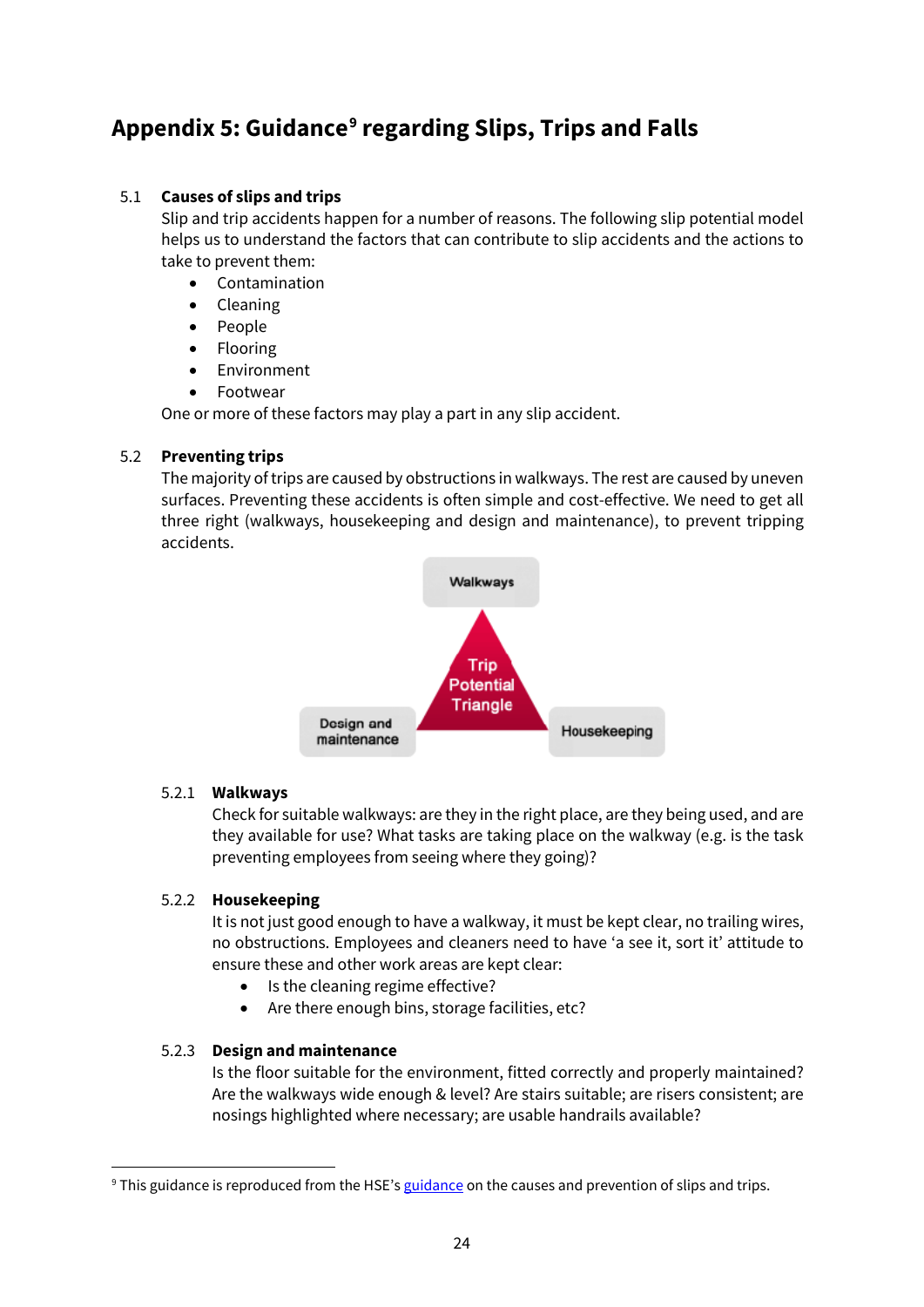# Appendix 5: Guidance[9] regarding Slips, Trips and Falls

## 5.1 Causes of slips and trips

Slip and trip accidents happen for a number of reasons. The following slip potential model helps us to understand the factors that can contribute to slip accidents and the actions to take to prevent them:

- Contamination
- Cleaning
- People
- Flooring
- Environment
- Footwear

One or more of these factors may play a part in any slip accident.

## 5.2 Preventing trips

The majority of trips are caused by obstructions in walkways. The rest are caused by uneven surfaces. Preventing these accidents is often simple and cost-effective. We need to get all three right (walkways, housekeeping and design and maintenance), to prevent tripping accidents.

Walkways

Trip Potential Triangle

Design and maintenance

Housekeeping

### 5.2.1 Walkways

Check for suitable walkways: are they in the right place, are they being used, and are they available for use? What tasks are taking place on the walkway (e.g. is the task preventing employees from seeing where they going)?

### 5.2.2 Housekeeping

It is not just good enough to have a walkway, it must be kept clear, no trailing wires, no obstructions. Employees and cleaners need to have 'a see it, sort it' attitude to ensure these and other work areas are kept clear:

- Is the cleaning regime effective?
- Are there enough bins, storage facilities, etc?

### 5.2.3 Design and maintenance

Is the floor suitable for the environment, fitted correctly and properly maintained? Are the walkways wide enough & level? Are stairs suitable; are risers consistent; are nosings highlighted where necessary; are usable handrails available?

---

[9] This guidance is reproduced from the HSE's guidance on the causes and prevention of slips and trips.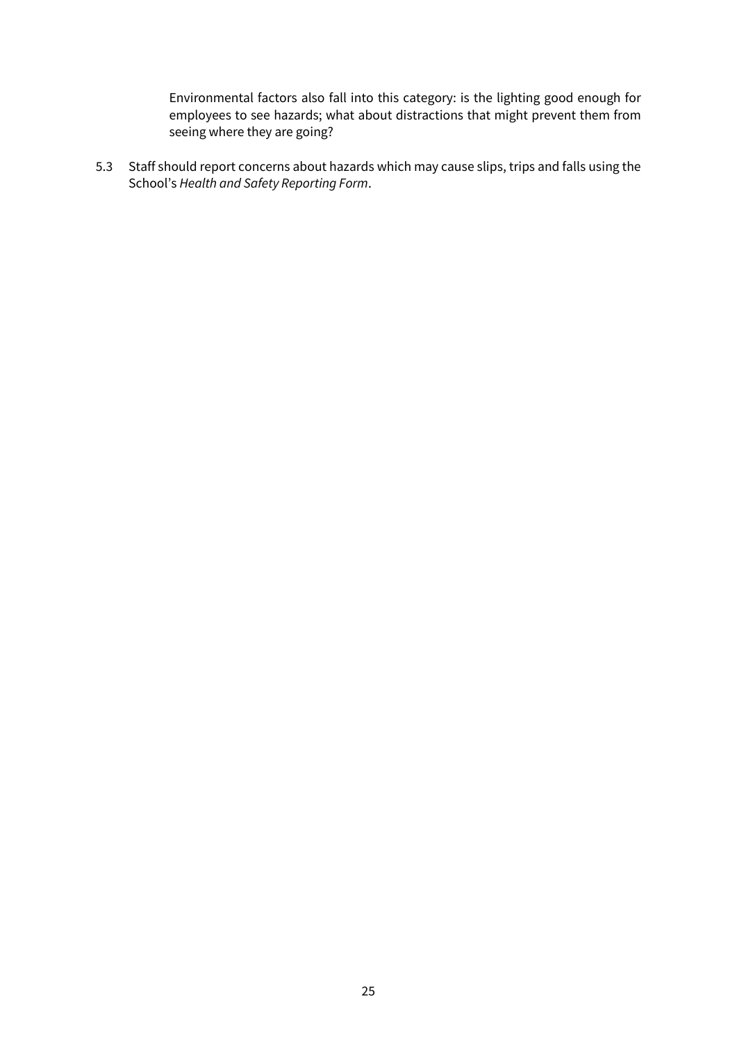Environmental factors also fall into this category: is the lighting good enough for employees to see hazards; what about distractions that might prevent them from seeing where they are going?

5.3 Staff should report concerns about hazards which may cause slips, trips and falls using the School's *Health and Safety Reporting Form*.